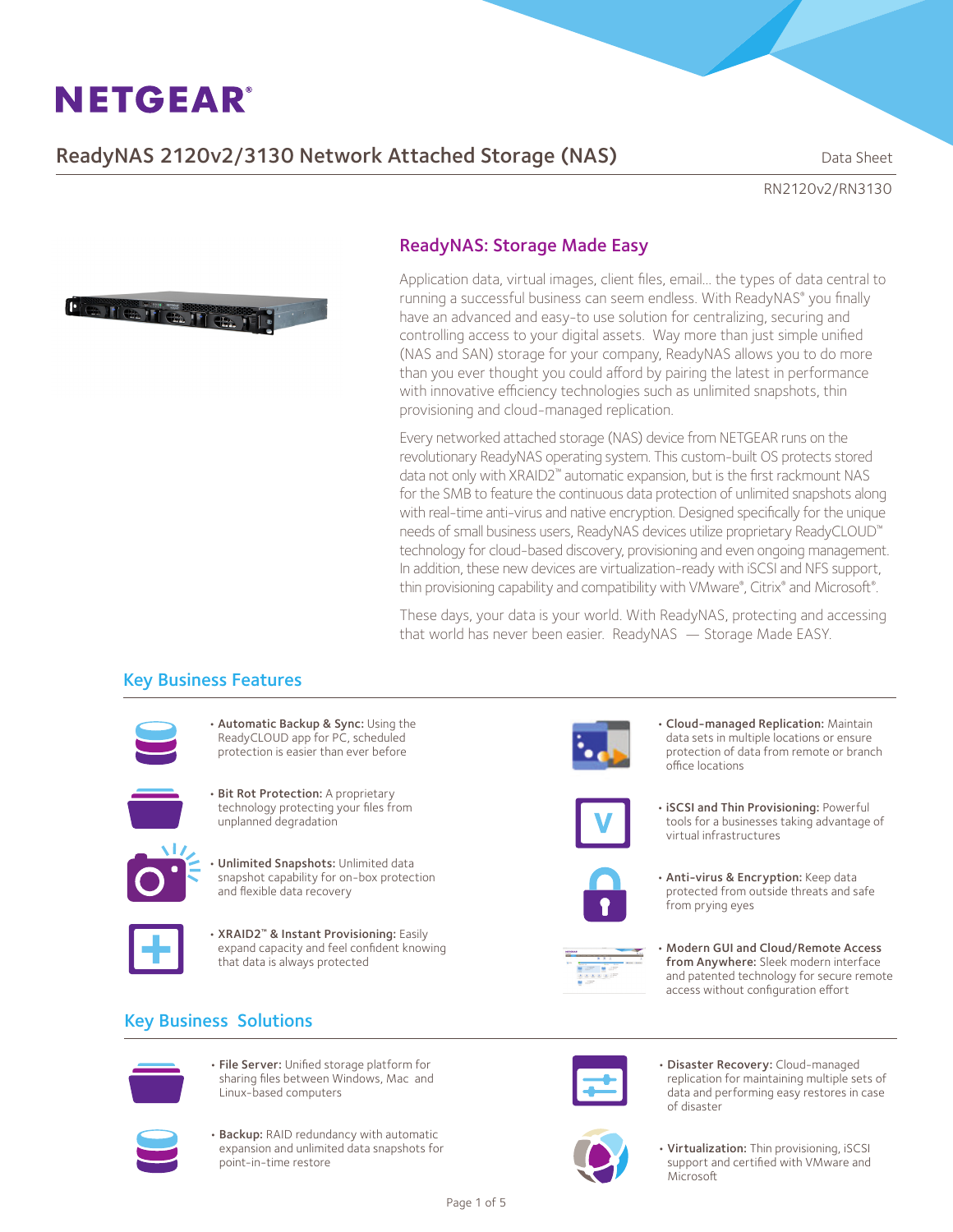NETGEAR®

# ReadyNAS 2120v2/3130 Network Attached Storage (NAS)

Data Sheet

RN2120v2/RN3130

## ReadyNAS: Storage Made Easy

Application data, virtual images, client files, email… the types of data central to running a successful business can seem endless. With ReadyNAS® you finally have an advanced and easy-to use solution for centralizing, securing and controlling access to your digital assets. Way more than just simple unified (NAS and SAN) storage for your company, ReadyNAS allows you to do more than you ever thought you could afford by pairing the latest in performance with innovative efficiency technologies such as unlimited snapshots, thin provisioning and cloud-managed replication.

Every networked attached storage (NAS) device from NETGEAR runs on the revolutionary ReadyNAS operating system. This custom-built OS protects stored data not only with XRAID2™ automatic expansion, but is the first rackmount NAS for the SMB to feature the continuous data protection of unlimited snapshots along with real-time anti-virus and native encryption. Designed specifically for the unique needs of small business users, ReadyNAS devices utilize proprietary ReadyCLOUD™ technology for cloud-based discovery, provisioning and even ongoing management. In addition, these new devices are virtualization-ready with iSCSI and NFS support, thin provisioning capability and compatibility with VMware®, Citrix® and Microsoft®.

These days, your data is your world. With ReadyNAS, protecting and accessing that world has never been easier. ReadyNAS — Storage Made EASY.

## Key Business Features

- **Automatic Backup & Sync:** Using the ReadyCLOUD app for PC, scheduled protection is easier than ever before
- **Bit Rot Protection:** A proprietary technology protecting your files from unplanned degradation
- **Unlimited Snapshots:** Unlimited data snapshot capability for on-box protection and flexible data recovery
- **XRAID2™ & Instant Provisioning:** Easily expand capacity and feel confident knowing that data is always protected
- **Cloud-managed Replication:** Maintain data sets in multiple locations or ensure protection of data from remote or branch office locations
- **iSCSI and Thin Provisioning:** Powerful tools for a businesses taking advantage of virtual infrastructures
- **Anti-virus & Encryption:** Keep data protected from outside threats and safe from prying eyes
- **Modern GUI and Cloud/Remote Access from Anywhere:** Sleek modern interface and patented technology for secure remote access without configuration effort

## Key Business Solutions

- **File Server:** Unified storage platform for sharing files between Windows, Mac and Linux-based computers
- **Backup:** RAID redundancy with automatic expansion and unlimited data snapshots for point-in-time restore
- **Disaster Recovery:** Cloud-managed replication for maintaining multiple sets of data and performing easy restores in case of disaster
- **Virtualization:** Thin provisioning, iSCSI support and certified with VMware and Microsoft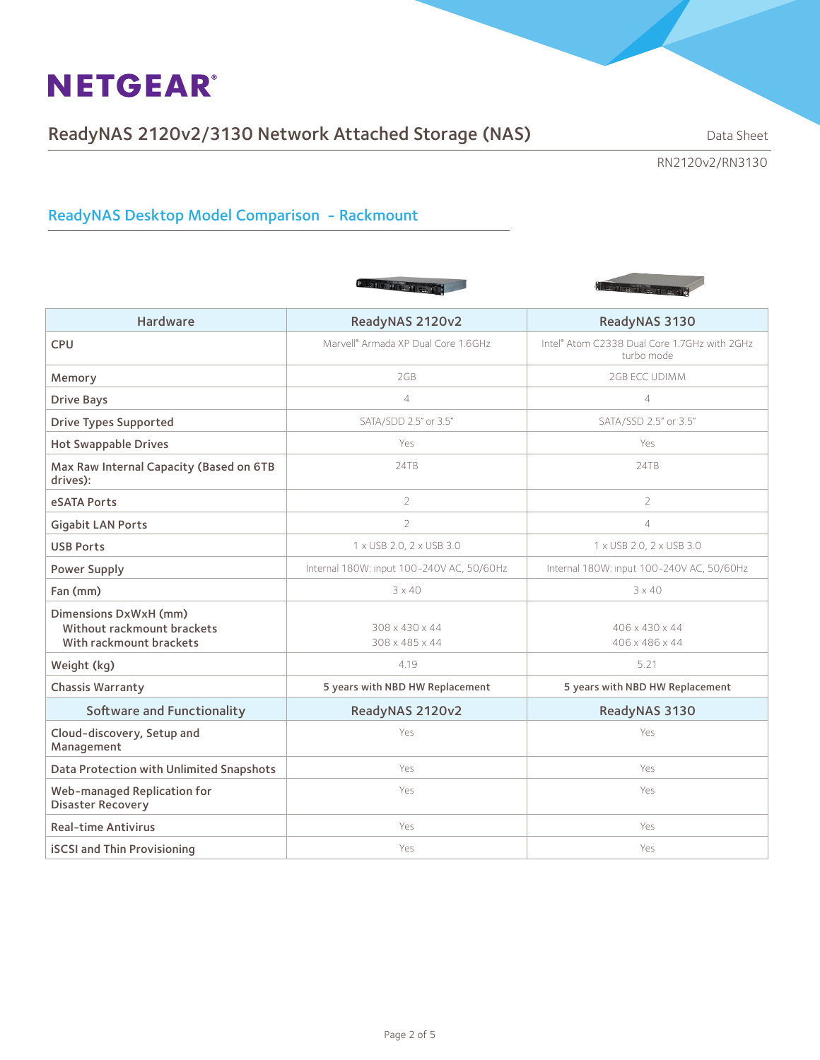## ReadyNAS Desktop Model Comparison - Rackmount

| Hardware | ReadyNAS 2120v2 | ReadyNAS 3130 |
|---|---|---|
| CPU | Marvell® Armada XP Dual Core 1.6GHz | Intel® Atom C2338 Dual Core 1.7GHz with 2GHz turbo mode |
| Memory | 2GB | 2GB ECC UDIMM |
| Drive Bays | 4 | 4 |
| Drive Types Supported | SATA/SDD 2.5" or 3.5" | SATA/SSD 2.5" or 3.5" |
| Hot Swappable Drives | Yes | Yes |
| Max Raw Internal Capacity (Based on 6TB drives): | 24TB | 24TB |
| eSATA Ports | 2 | 2 |
| Gigabit LAN Ports | 2 | 4 |
| USB Ports | 1 x USB 2.0, 2 x USB 3.0 | 1 x USB 2.0, 2 x USB 3.0 |
| Power Supply | Internal 180W: input 100-240V AC, 50/60Hz | Internal 180W: input 100-240V AC, 50/60Hz |
| Fan (mm) | 3 x 40 | 3 x 40 |
| Dimensions DxWxH (mm)<br>Without rackmount brackets<br>With rackmount brackets | <br>308 x 430 x 44<br>308 x 485 x 44 | <br>406 x 430 x 44<br>406 x 486 x 44 |
| Weight (kg) | 4.19 | 5.21 |
| Chassis Warranty | **5 years with NBD HW Replacement** | **5 years with NBD HW Replacement** |
| **Software and Functionality** | **ReadyNAS 2120v2** | **ReadyNAS 3130** |
| Cloud-discovery, Setup and Management | Yes | Yes |
| Data Protection with Unlimited Snapshots | Yes | Yes |
| Web-managed Replication for Disaster Recovery | Yes | Yes |
| Real-time Antivirus | Yes | Yes |
| iSCSI and Thin Provisioning | Yes | Yes |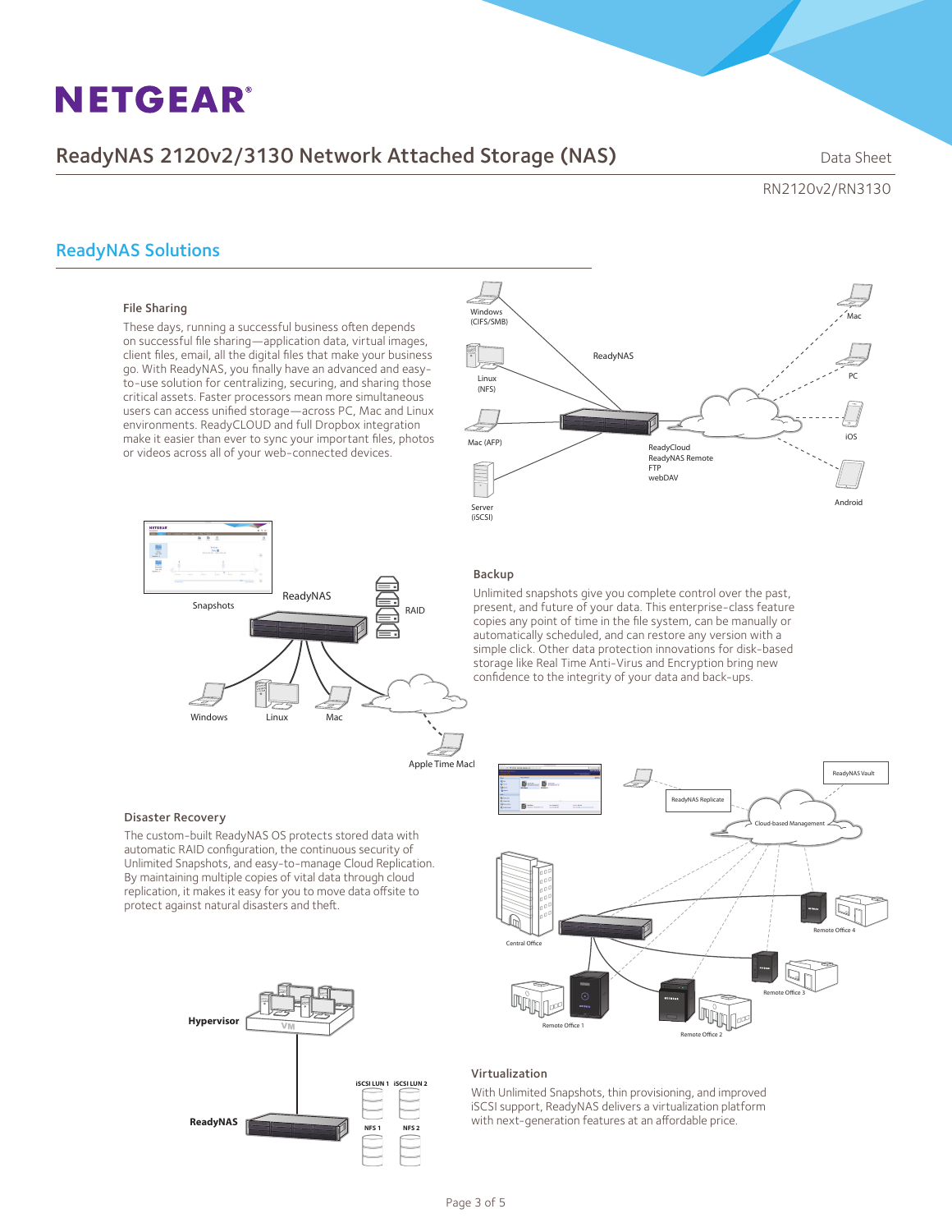## ReadyNAS Solutions

### File Sharing

These days, running a successful business often depends on successful file sharing—application data, virtual images, client files, email, all the digital files that make your business go. With ReadyNAS, you finally have an advanced and easy-to-use solution for centralizing, securing, and sharing those critical assets. Faster processors mean more simultaneous users can access unified storage—across PC, Mac and Linux environments. ReadyCLOUD and full Dropbox integration make it easier than ever to sync your important files, photos or videos across all of your web-connected devices.

### Backup

Unlimited snapshots give you complete control over the past, present, and future of your data. This enterprise-class feature copies any point of time in the file system, can be manually or automatically scheduled, and can restore any version with a simple click. Other data protection innovations for disk-based storage like Real Time Anti-Virus and Encryption bring new confidence to the integrity of your data and back-ups.

### Disaster Recovery

The custom-built ReadyNAS OS protects stored data with automatic RAID configuration, the continuous security of Unlimited Snapshots, and easy-to-manage Cloud Replication. By maintaining multiple copies of vital data through cloud replication, it makes it easy for you to move data offsite to protect against natural disasters and theft.

### Virtualization

With Unlimited Snapshots, thin provisioning, and improved iSCSI support, ReadyNAS delivers a virtualization platform with next-generation features at an affordable price.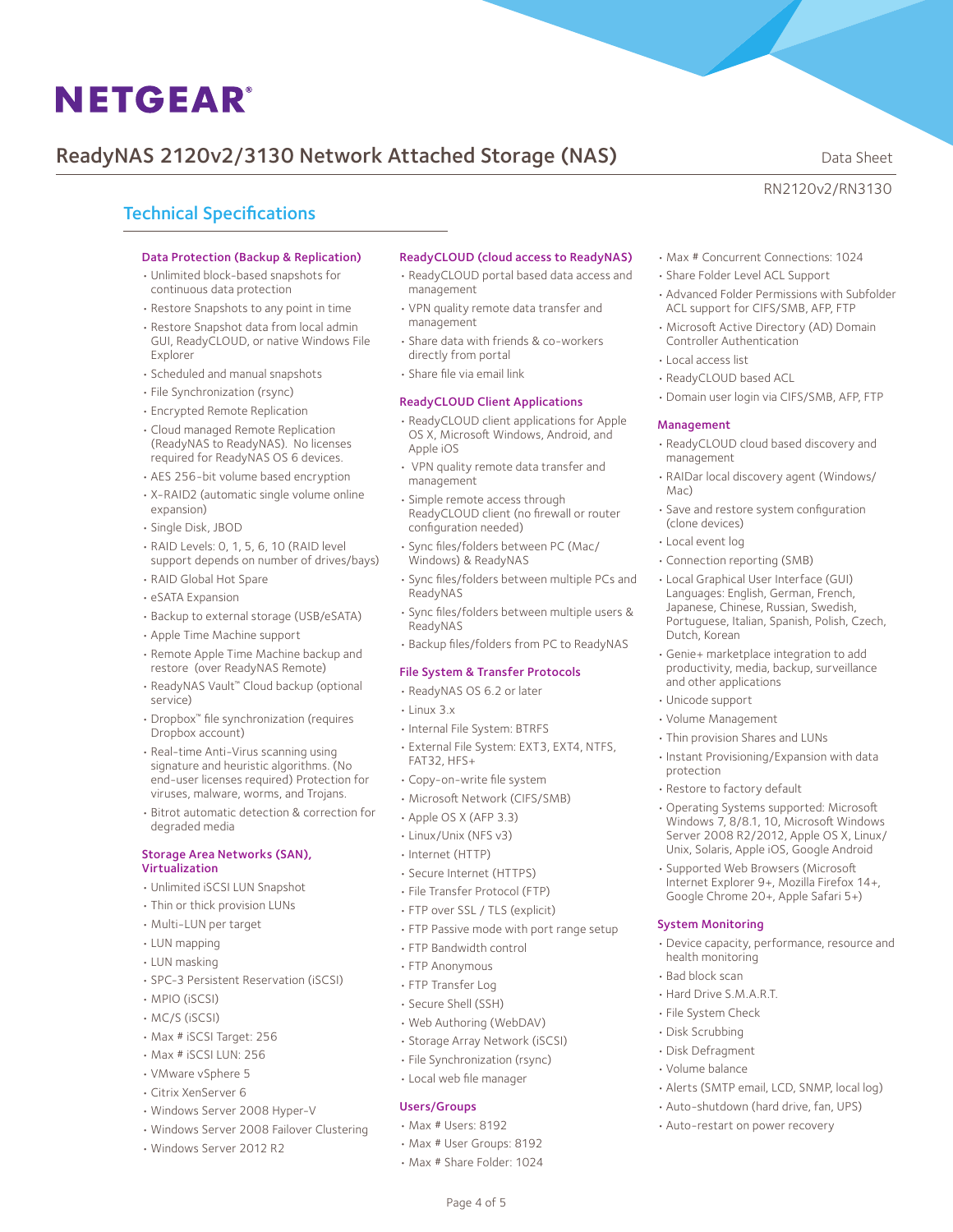# ReadyNAS 2120v2/3130 Network Attached Storage (NAS)

Data Sheet

RN2120v2/RN3130

## Technical Specifications

### Data Protection (Backup & Replication)

- Unlimited block-based snapshots for continuous data protection
- Restore Snapshots to any point in time
- Restore Snapshot data from local admin GUI, ReadyCLOUD, or native Windows File Explorer
- Scheduled and manual snapshots
- File Synchronization (rsync)
- Encrypted Remote Replication
- Cloud managed Remote Replication (ReadyNAS to ReadyNAS). No licenses required for ReadyNAS OS 6 devices.
- AES 256-bit volume based encryption
- X-RAID2 (automatic single volume online expansion)
- Single Disk, JBOD
- RAID Levels: 0, 1, 5, 6, 10 (RAID level support depends on number of drives/bays)
- RAID Global Hot Spare
- eSATA Expansion
- Backup to external storage (USB/eSATA)
- Apple Time Machine support
- Remote Apple Time Machine backup and restore (over ReadyNAS Remote)
- ReadyNAS Vault™ Cloud backup (optional service)
- Dropbox™ file synchronization (requires Dropbox account)
- Real-time Anti-Virus scanning using signature and heuristic algorithms. (No end-user licenses required) Protection for viruses, malware, worms, and Trojans.
- Bitrot automatic detection & correction for degraded media

### Storage Area Networks (SAN), Virtualization

- Unlimited iSCSI LUN Snapshot
- Thin or thick provision LUNs
- Multi-LUN per target
- LUN mapping
- LUN masking
- SPC-3 Persistent Reservation (iSCSI)
- MPIO (iSCSI)
- MC/S (iSCSI)
- Max # iSCSI Target: 256
- Max # iSCSI LUN: 256
- VMware vSphere 5
- Citrix XenServer 6
- Windows Server 2008 Hyper-V
- Windows Server 2008 Failover Clustering
- Windows Server 2012 R2

### ReadyCLOUD (cloud access to ReadyNAS)

- ReadyCLOUD portal based data access and management
- VPN quality remote data transfer and management
- Share data with friends & co-workers directly from portal
- Share file via email link

### ReadyCLOUD Client Applications

- ReadyCLOUD client applications for Apple OS X, Microsoft Windows, Android, and Apple iOS
- VPN quality remote data transfer and management
- Simple remote access through ReadyCLOUD client (no firewall or router configuration needed)
- Sync files/folders between PC (Mac/Windows) & ReadyNAS
- Sync files/folders between multiple PCs and ReadyNAS
- Sync files/folders between multiple users & ReadyNAS
- Backup files/folders from PC to ReadyNAS

### File System & Transfer Protocols

- ReadyNAS OS 6.2 or later
- Linux 3.x
- Internal File System: BTRFS
- External File System: EXT3, EXT4, NTFS, FAT32, HFS+
- Copy-on-write file system
- Microsoft Network (CIFS/SMB)
- Apple OS X (AFP 3.3)
- Linux/Unix (NFS v3)
- Internet (HTTP)
- Secure Internet (HTTPS)
- File Transfer Protocol (FTP)
- FTP over SSL / TLS (explicit)
- FTP Passive mode with port range setup
- FTP Bandwidth control
- FTP Anonymous
- FTP Transfer Log
- Secure Shell (SSH)
- Web Authoring (WebDAV)
- Storage Array Network (iSCSI)
- File Synchronization (rsync)
- Local web file manager

### Users/Groups

- Max # Users: 8192
- Max # User Groups: 8192
- Max # Share Folder: 1024
- Max # Concurrent Connections: 1024
- Share Folder Level ACL Support
- Advanced Folder Permissions with Subfolder ACL support for CIFS/SMB, AFP, FTP
- Microsoft Active Directory (AD) Domain Controller Authentication
- Local access list
- ReadyCLOUD based ACL
- Domain user login via CIFS/SMB, AFP, FTP

### Management

- ReadyCLOUD cloud based discovery and management
- RAIDar local discovery agent (Windows/Mac)
- Save and restore system configuration (clone devices)
- Local event log
- Connection reporting (SMB)
- Local Graphical User Interface (GUI) Languages: English, German, French, Japanese, Chinese, Russian, Swedish, Portuguese, Italian, Spanish, Polish, Czech, Dutch, Korean
- Genie+ marketplace integration to add productivity, media, backup, surveillance and other applications
- Unicode support
- Volume Management
- Thin provision Shares and LUNs
- Instant Provisioning/Expansion with data protection
- Restore to factory default
- Operating Systems supported: Microsoft Windows 7, 8/8.1, 10, Microsoft Windows Server 2008 R2/2012, Apple OS X, Linux/Unix, Solaris, Apple iOS, Google Android
- Supported Web Browsers (Microsoft Internet Explorer 9+, Mozilla Firefox 14+, Google Chrome 20+, Apple Safari 5+)

### System Monitoring

- Device capacity, performance, resource and health monitoring
- Bad block scan
- Hard Drive S.M.A.R.T.
- File System Check
- Disk Scrubbing
- Disk Defragment
- Volume balance
- Alerts (SMTP email, LCD, SNMP, local log)
- Auto-shutdown (hard drive, fan, UPS)
- Auto-restart on power recovery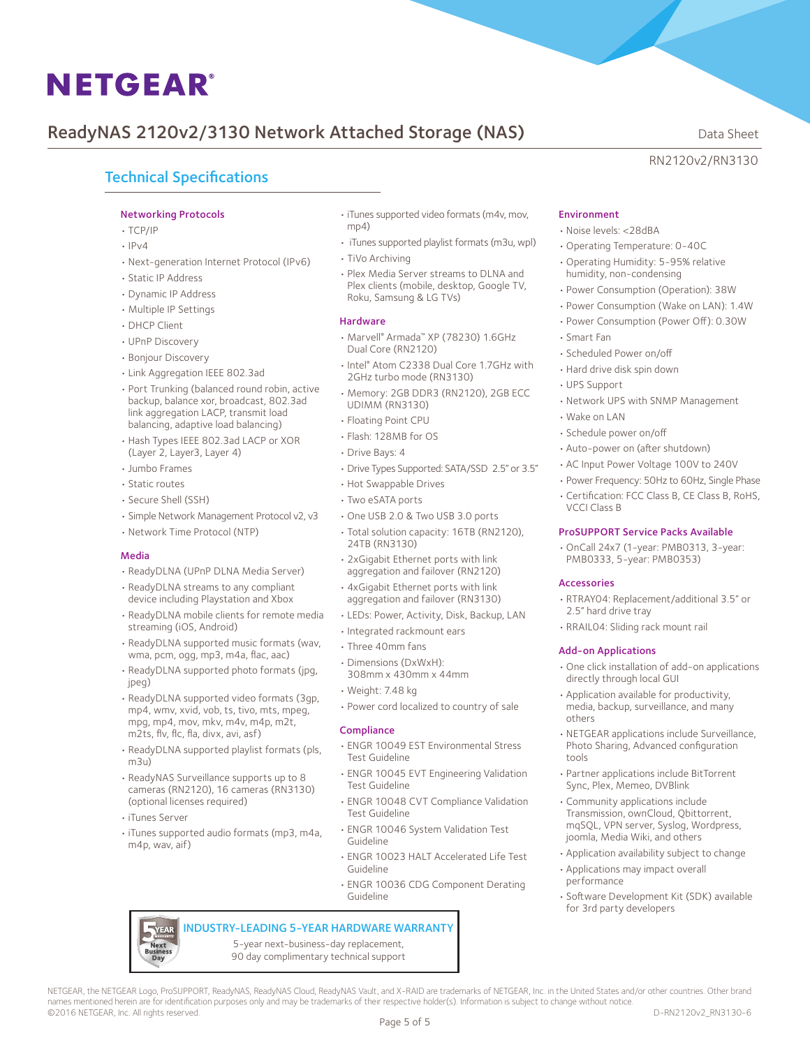# ReadyNAS 2120v2/3130 Network Attached Storage (NAS)

Data Sheet

RN2120v2/RN3130

## Technical Specifications

### Networking Protocols

- TCP/IP
- IPv4
- Next-generation Internet Protocol (IPv6)
- Static IP Address
- Dynamic IP Address
- Multiple IP Settings
- DHCP Client
- UPnP Discovery
- Bonjour Discovery
- Link Aggregation IEEE 802.3ad
- Port Trunking (balanced round robin, active backup, balance xor, broadcast, 802.3ad link aggregation LACP, transmit load balancing, adaptive load balancing)
- Hash Types IEEE 802.3ad LACP or XOR (Layer 2, Layer3, Layer 4)
- Jumbo Frames
- Static routes
- Secure Shell (SSH)
- Simple Network Management Protocol v2, v3
- Network Time Protocol (NTP)

### Media

- ReadyDLNA (UPnP DLNA Media Server)
- ReadyDLNA streams to any compliant device including Playstation and Xbox
- ReadyDLNA mobile clients for remote media streaming (iOS, Android)
- ReadyDLNA supported music formats (wav, wma, pcm, ogg, mp3, m4a, flac, aac)
- ReadyDLNA supported photo formats (jpg, jpeg)
- ReadyDLNA supported video formats (3gp, mp4, wmv, xvid, vob, ts, tivo, mts, mpeg, mpg, mp4, mov, mkv, m4v, m4p, m2t, m2ts, flv, flc, fla, divx, avi, asf)
- ReadyDLNA supported playlist formats (pls, m3u)
- ReadyNAS Surveillance supports up to 8 cameras (RN2120), 16 cameras (RN3130) (optional licenses required)
- iTunes Server
- iTunes supported audio formats (mp3, m4a, m4p, wav, aif)
- iTunes supported video formats (m4v, mov, mp4)
- iTunes supported playlist formats (m3u, wpl)
- TiVo Archiving
- Plex Media Server streams to DLNA and Plex clients (mobile, desktop, Google TV, Roku, Samsung & LG TVs)

### Hardware

- Marvell® Armada™ XP (78230) 1.6GHz Dual Core (RN2120)
- Intel® Atom C2338 Dual Core 1.7GHz with 2GHz turbo mode (RN3130)
- Memory: 2GB DDR3 (RN2120), 2GB ECC UDIMM (RN3130)
- Floating Point CPU
- Flash: 128MB for OS
- Drive Bays: 4
- Drive Types Supported: SATA/SSD 2.5" or 3.5"
- Hot Swappable Drives
- Two eSATA ports
- One USB 2.0 & Two USB 3.0 ports
- Total solution capacity: 16TB (RN2120), 24TB (RN3130)
- 2xGigabit Ethernet ports with link aggregation and failover (RN2120)
- 4xGigabit Ethernet ports with link aggregation and failover (RN3130)
- LEDs: Power, Activity, Disk, Backup, LAN
- Integrated rackmount ears
- Three 40mm fans
- Dimensions (DxWxH): 308mm x 430mm x 44mm
- Weight: 7.48 kg
- Power cord localized to country of sale

### Compliance

- ENGR 10049 EST Environmental Stress Test Guideline
- ENGR 10045 EVT Engineering Validation Test Guideline
- ENGR 10048 CVT Compliance Validation Test Guideline
- ENGR 10046 System Validation Test Guideline
- ENGR 10023 HALT Accelerated Life Test Guideline
- ENGR 10036 CDG Component Derating Guideline

### Environment

- Noise levels: <28dBA
- Operating Temperature: 0-40C
- Operating Humidity: 5-95% relative humidity, non-condensing
- Power Consumption (Operation): 38W
- Power Consumption (Wake on LAN): 1.4W
- Power Consumption (Power Off): 0.30W
- Smart Fan
- Scheduled Power on/off
- Hard drive disk spin down
- UPS Support
- Network UPS with SNMP Management
- Wake on LAN
- Schedule power on/off
- Auto-power on (after shutdown)
- AC Input Power Voltage 100V to 240V
- Power Frequency: 50Hz to 60Hz, Single Phase
- Certification: FCC Class B, CE Class B, RoHS, VCCI Class B

### ProSUPPORT Service Packs Available

- OnCall 24x7 (1-year: PMB0313, 3-year: PMB0333, 5-year: PMB0353)

### Accessories

- RTRAY04: Replacement/additional 3.5" or 2.5" hard drive tray
- RRAIL04: Sliding rack mount rail

### Add-on Applications

- One click installation of add-on applications directly through local GUI
- Application available for productivity, media, backup, surveillance, and many others
- NETGEAR applications include Surveillance, Photo Sharing, Advanced configuration tools
- Partner applications include BitTorrent Sync, Plex, Memeo, DVBlink
- Community applications include Transmission, ownCloud, Qbittorrent, mqSQL, VPN server, Syslog, Wordpress, joomla, Media Wiki, and others
- Application availability subject to change
- Applications may impact overall performance
- Software Development Kit (SDK) available for 3rd party developers

**INDUSTRY-LEADING 5-YEAR HARDWARE WARRANTY**

5-year next-business-day replacement,
90 day complimentary technical support

NETGEAR, the NETGEAR Logo, ProSUPPORT, ReadyNAS, ReadyNAS Cloud, ReadyNAS Vault, and X-RAID are trademarks of NETGEAR, Inc. in the United States and/or other countries. Other brand names mentioned herein are for identification purposes only and may be trademarks of their respective holder(s). Information is subject to change without notice.
©2016 NETGEAR, Inc. All rights reserved.

D-RN2120v2_RN3130-6